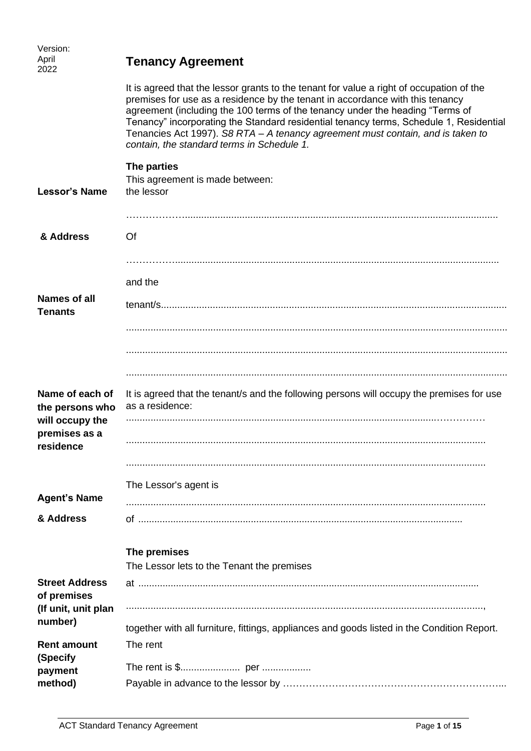Version: April 2022

# Tenancy Agreement

It is agreed that the lessor grants to the tenant for value a right of occupation of the premises for use as a residence by the tenant in accordance with this tenancy agreement (including the 100 terms of the tenancy under the heading "Terms of Tenancy" incorporating the Standard residential tenancy terms, Schedule 1, Residential Tenancies Act 1997). *S8 RTA – A tenancy agreement must contain, and is taken to contain, the standard terms in Schedule 1.*

## The parties

This agreement is made between:

**Lessor's Name** the lessor

……………………………………………………………………………………………

**& Address** Of

……………………………………………………………………………………………

and the

**Names of all Tenants** tenant/s……………………………………………………………………………

……………………………………………………………………………………………

……………………………………………………………………………………………

……………………………………………………………………………………………

**Name of each of the persons who will occupy the premises as a residence** It is agreed that the tenant/s and the following persons will occupy the premises for use as a residence:

……………………………………………………………………………………………

……………………………………………………………………………………………

……………………………………………………………………………………………

The Lessor's agent is

**Agent's Name** ……………………………………………………………………………………………

**& Address** of ………………………………………………………………………………………

## The premises

The Lessor lets to the Tenant the premises

**Street Address of premises (If unit, unit plan number)** at ………………………………………………………………………………………

……………………………………………………………………………………………,

together with all furniture, fittings, appliances and goods listed in the Condition Report.

**Rent amount (Specify payment method)** The rent

The rent is $………………… per ………………

Payable in advance to the lessor by ………………………………………………………...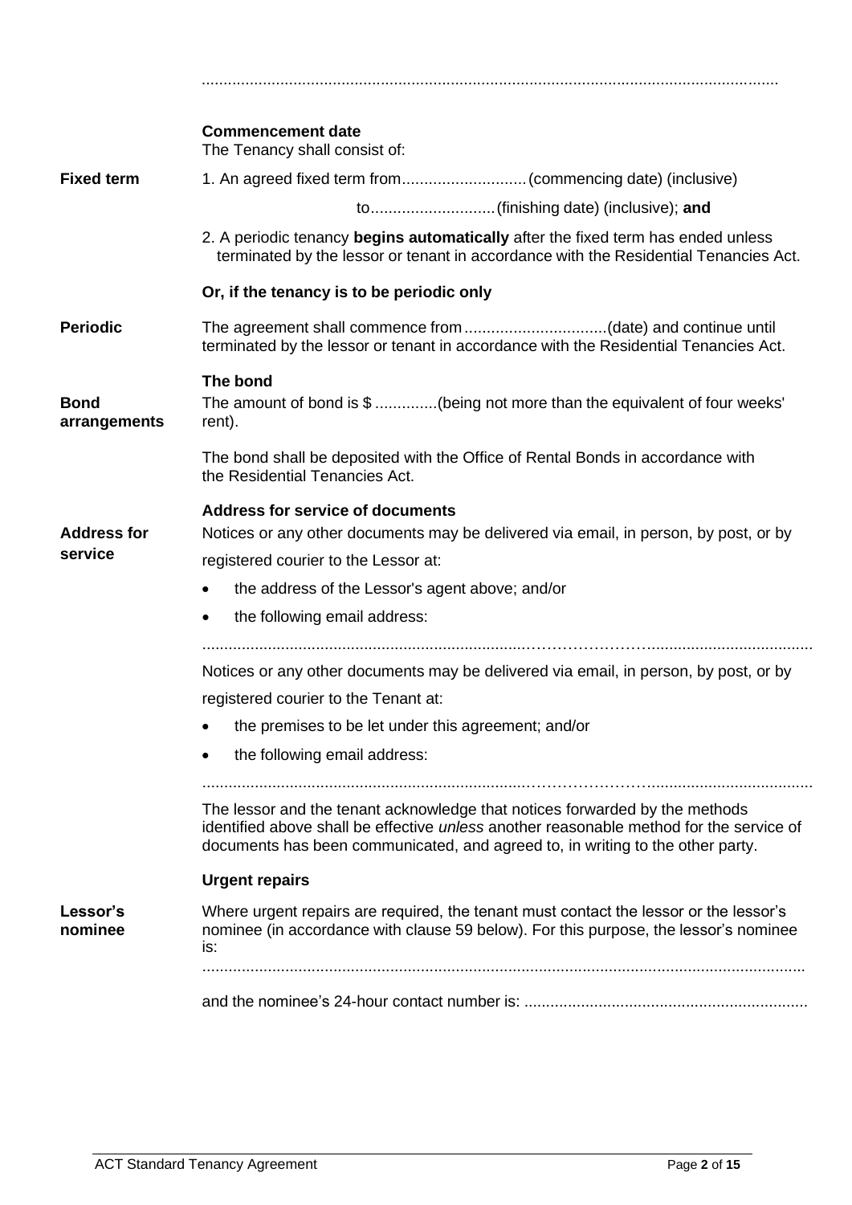....................................................................................................................................

**Commencement date**

The Tenancy shall consist of:

**Fixed term**

1. An agreed fixed term from............................(commencing date) (inclusive)

   to............................(finishing date) (inclusive); **and**

2. A periodic tenancy **begins automatically** after the fixed term has ended unless terminated by the lessor or tenant in accordance with the Residential Tenancies Act.

**Or, if the tenancy is to be periodic only**

**Periodic**

The agreement shall commence from................................(date) and continue until terminated by the lessor or tenant in accordance with the Residential Tenancies Act.

**The bond**

**Bond arrangements**

The amount of bond is $ .............(being not more than the equivalent of four weeks' rent).

The bond shall be deposited with the Office of Rental Bonds in accordance with the Residential Tenancies Act.

**Address for service of documents**

**Address for service**

Notices or any other documents may be delivered via email, in person, by post, or by registered courier to the Lessor at:

- the address of the Lessor's agent above; and/or
- the following email address:

.............................................................................................................................................

Notices or any other documents may be delivered via email, in person, by post, or by registered courier to the Tenant at:

- the premises to be let under this agreement; and/or
- the following email address:

.............................................................................................................................................

The lessor and the tenant acknowledge that notices forwarded by the methods identified above shall be effective *unless* another reasonable method for the service of documents has been communicated, and agreed to, in writing to the other party.

**Urgent repairs**

**Lessor's nominee**

Where urgent repairs are required, the tenant must contact the lessor or the lessor's nominee (in accordance with clause 59 below). For this purpose, the lessor's nominee is:

.........................................................................................................................................

and the nominee's 24-hour contact number is: ................................................................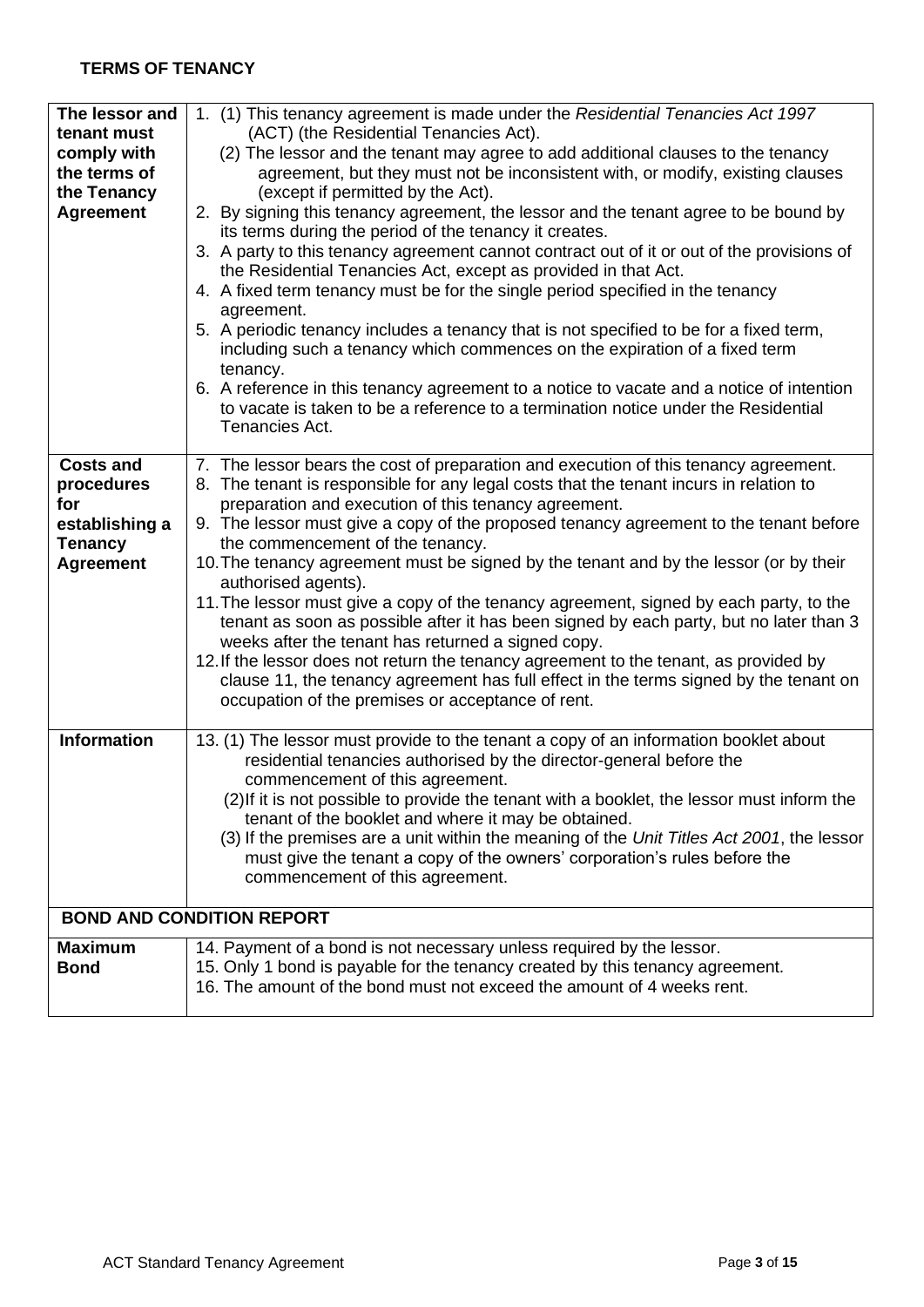## TERMS OF TENANCY

| | |
|---|---|
| **The lessor and tenant must comply with the terms of the Tenancy Agreement** | 1. (1) This tenancy agreement is made under the *Residential Tenancies Act 1997* (ACT) (the Residential Tenancies Act).<br>(2) The lessor and the tenant may agree to add additional clauses to the tenancy agreement, but they must not be inconsistent with, or modify, existing clauses (except if permitted by the Act).<br>2. By signing this tenancy agreement, the lessor and the tenant agree to be bound by its terms during the period of the tenancy it creates.<br>3. A party to this tenancy agreement cannot contract out of it or out of the provisions of the Residential Tenancies Act, except as provided in that Act.<br>4. A fixed term tenancy must be for the single period specified in the tenancy agreement.<br>5. A periodic tenancy includes a tenancy that is not specified to be for a fixed term, including such a tenancy which commences on the expiration of a fixed term tenancy.<br>6. A reference in this tenancy agreement to a notice to vacate and a notice of intention to vacate is taken to be a reference to a termination notice under the Residential Tenancies Act. |
| **Costs and procedures for establishing a Tenancy Agreement** | 7. The lessor bears the cost of preparation and execution of this tenancy agreement.<br>8. The tenant is responsible for any legal costs that the tenant incurs in relation to preparation and execution of this tenancy agreement.<br>9. The lessor must give a copy of the proposed tenancy agreement to the tenant before the commencement of the tenancy.<br>10. The tenancy agreement must be signed by the tenant and by the lessor (or by their authorised agents).<br>11. The lessor must give a copy of the tenancy agreement, signed by each party, to the tenant as soon as possible after it has been signed by each party, but no later than 3 weeks after the tenant has returned a signed copy.<br>12. If the lessor does not return the tenancy agreement to the tenant, as provided by clause 11, the tenancy agreement has full effect in the terms signed by the tenant on occupation of the premises or acceptance of rent. |
| **Information** | 13. (1) The lessor must provide to the tenant a copy of an information booklet about residential tenancies authorised by the director-general before the commencement of this agreement.<br>(2) If it is not possible to provide the tenant with a booklet, the lessor must inform the tenant of the booklet and where it may be obtained.<br>(3) If the premises are a unit within the meaning of the *Unit Titles Act 2001*, the lessor must give the tenant a copy of the owners' corporation's rules before the commencement of this agreement. |
| **BOND AND CONDITION REPORT** | |
| **Maximum Bond** | 14. Payment of a bond is not necessary unless required by the lessor.<br>15. Only 1 bond is payable for the tenancy created by this tenancy agreement.<br>16. The amount of the bond must not exceed the amount of 4 weeks rent. |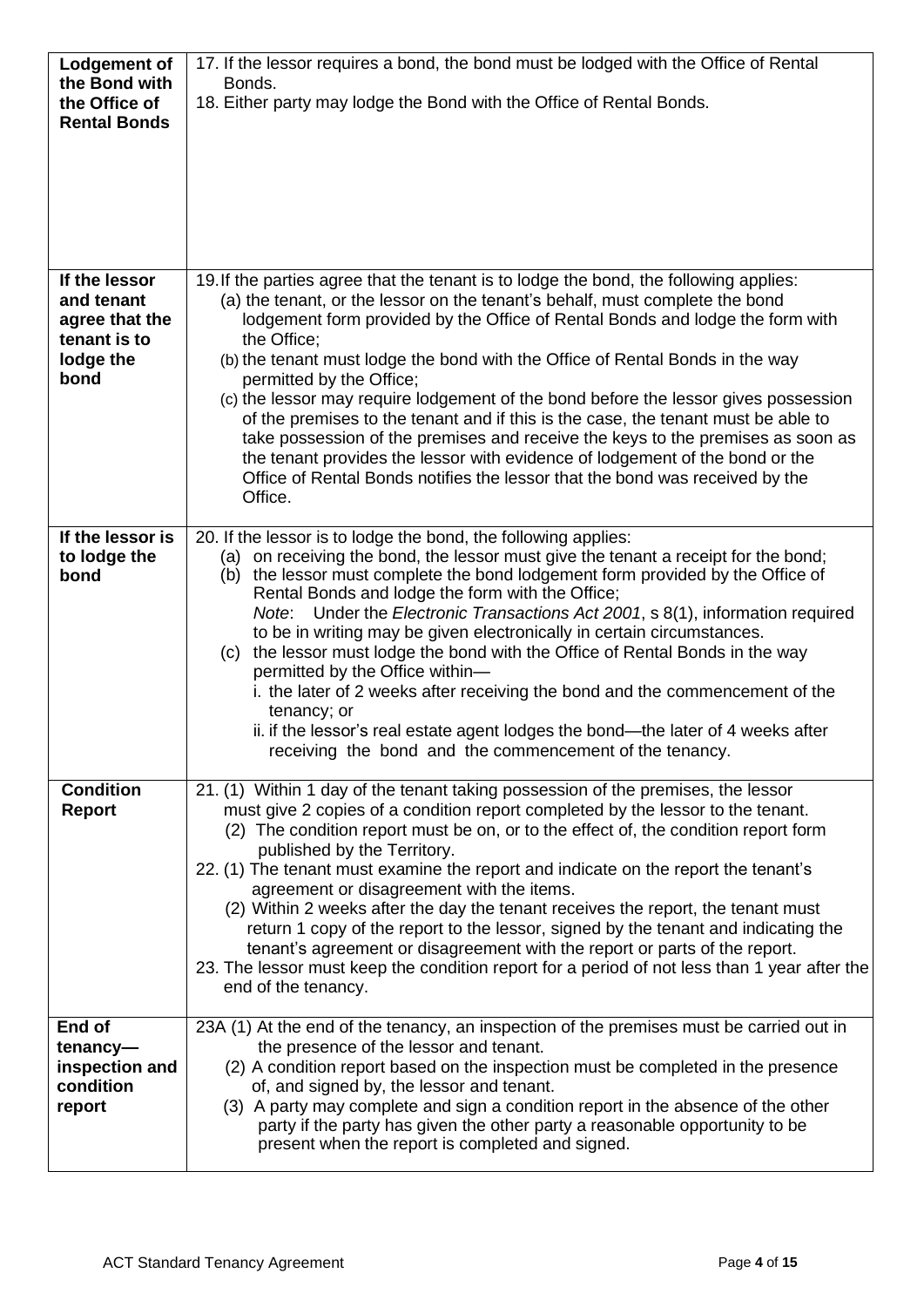| | |
|---|---|
| **Lodgement of the Bond with the Office of Rental Bonds** | 17. If the lessor requires a bond, the bond must be lodged with the Office of Rental Bonds.<br>18. Either party may lodge the Bond with the Office of Rental Bonds. |
| **If the lessor and tenant agree that the tenant is to lodge the bond** | 19. If the parties agree that the tenant is to lodge the bond, the following applies:<br>(a) the tenant, or the lessor on the tenant's behalf, must complete the bond lodgement form provided by the Office of Rental Bonds and lodge the form with the Office;<br>(b) the tenant must lodge the bond with the Office of Rental Bonds in the way permitted by the Office;<br>(c) the lessor may require lodgement of the bond before the lessor gives possession of the premises to the tenant and if this is the case, the tenant must be able to take possession of the premises and receive the keys to the premises as soon as the tenant provides the lessor with evidence of lodgement of the bond or the Office of Rental Bonds notifies the lessor that the bond was received by the Office. |
| **If the lessor is to lodge the bond** | 20. If the lessor is to lodge the bond, the following applies:<br>(a) on receiving the bond, the lessor must give the tenant a receipt for the bond;<br>(b) the lessor must complete the bond lodgement form provided by the Office of Rental Bonds and lodge the form with the Office;<br>*Note*: Under the *Electronic Transactions Act 2001*, s 8(1), information required to be in writing may be given electronically in certain circumstances.<br>(c) the lessor must lodge the bond with the Office of Rental Bonds in the way permitted by the Office within—<br>i. the later of 2 weeks after receiving the bond and the commencement of the tenancy; or<br>ii. if the lessor's real estate agent lodges the bond—the later of 4 weeks after receiving the bond and the commencement of the tenancy. |
| **Condition Report** | 21. (1) Within 1 day of the tenant taking possession of the premises, the lessor must give 2 copies of a condition report completed by the lessor to the tenant.<br>(2) The condition report must be on, or to the effect of, the condition report form published by the Territory.<br>22. (1) The tenant must examine the report and indicate on the report the tenant's agreement or disagreement with the items.<br>(2) Within 2 weeks after the day the tenant receives the report, the tenant must return 1 copy of the report to the lessor, signed by the tenant and indicating the tenant's agreement or disagreement with the report or parts of the report.<br>23. The lessor must keep the condition report for a period of not less than 1 year after the end of the tenancy. |
| **End of tenancy—inspection and condition report** | 23A (1) At the end of the tenancy, an inspection of the premises must be carried out in the presence of the lessor and tenant.<br>(2) A condition report based on the inspection must be completed in the presence of, and signed by, the lessor and tenant.<br>(3) A party may complete and sign a condition report in the absence of the other party if the party has given the other party a reasonable opportunity to be present when the report is completed and signed. |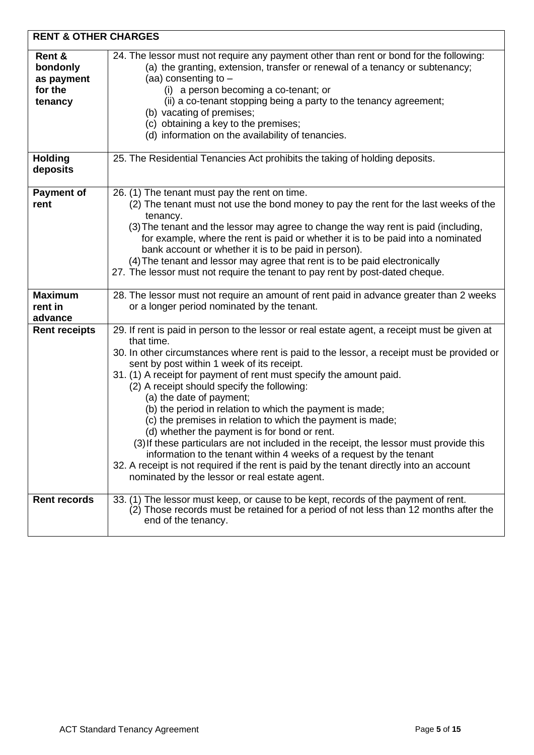| RENT & OTHER CHARGES | |
|---|---|
| **Rent & bondonly as payment for the tenancy** | 24. The lessor must not require any payment other than rent or bond for the following:<br>(a) the granting, extension, transfer or renewal of a tenancy or subtenancy;<br>(aa) consenting to –<br>(i) a person becoming a co-tenant; or<br>(ii) a co-tenant stopping being a party to the tenancy agreement;<br>(b) vacating of premises;<br>(c) obtaining a key to the premises;<br>(d) information on the availability of tenancies. |
| **Holding deposits** | 25. The Residential Tenancies Act prohibits the taking of holding deposits. |
| **Payment of rent** | 26. (1) The tenant must pay the rent on time.<br>(2) The tenant must not use the bond money to pay the rent for the last weeks of the tenancy.<br>(3) The tenant and the lessor may agree to change the way rent is paid (including, for example, where the rent is paid or whether it is to be paid into a nominated bank account or whether it is to be paid in person).<br>(4) The tenant and lessor may agree that rent is to be paid electronically<br>27. The lessor must not require the tenant to pay rent by post-dated cheque. |
| **Maximum rent in advance** | 28. The lessor must not require an amount of rent paid in advance greater than 2 weeks or a longer period nominated by the tenant. |
| **Rent receipts** | 29. If rent is paid in person to the lessor or real estate agent, a receipt must be given at that time.<br>30. In other circumstances where rent is paid to the lessor, a receipt must be provided or sent by post within 1 week of its receipt.<br>31. (1) A receipt for payment of rent must specify the amount paid.<br>(2) A receipt should specify the following:<br>(a) the date of payment;<br>(b) the period in relation to which the payment is made;<br>(c) the premises in relation to which the payment is made;<br>(d) whether the payment is for bond or rent.<br>(3) If these particulars are not included in the receipt, the lessor must provide this information to the tenant within 4 weeks of a request by the tenant<br>32. A receipt is not required if the rent is paid by the tenant directly into an account nominated by the lessor or real estate agent. |
| **Rent records** | 33. (1) The lessor must keep, or cause to be kept, records of the payment of rent.<br>(2) Those records must be retained for a period of not less than 12 months after the end of the tenancy. |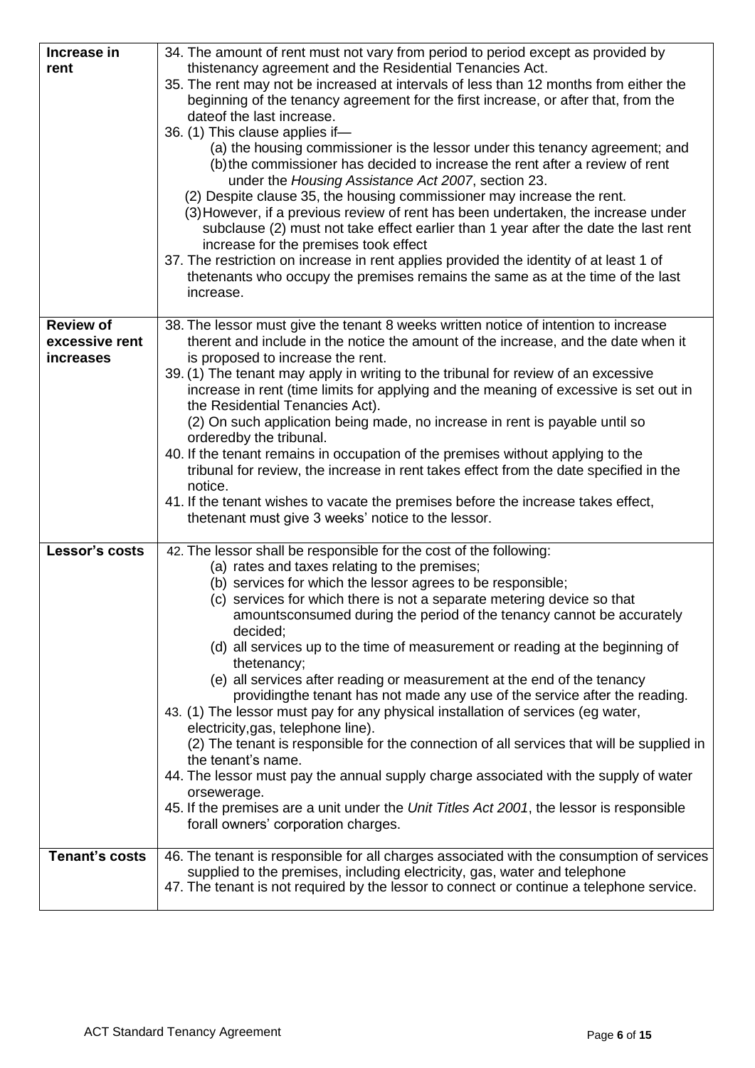| | |
|---|---|
| **Increase in rent** | 34. The amount of rent must not vary from period to period except as provided by thistenancy agreement and the Residential Tenancies Act.<br>35. The rent may not be increased at intervals of less than 12 months from either the beginning of the tenancy agreement for the first increase, or after that, from the dateof the last increase.<br>36. (1) This clause applies if—<br>(a) the housing commissioner is the lessor under this tenancy agreement; and<br>(b) the commissioner has decided to increase the rent after a review of rent under the *Housing Assistance Act 2007*, section 23.<br>(2) Despite clause 35, the housing commissioner may increase the rent.<br>(3) However, if a previous review of rent has been undertaken, the increase under subclause (2) must not take effect earlier than 1 year after the date the last rent increase for the premises took effect<br>37. The restriction on increase in rent applies provided the identity of at least 1 of thetenants who occupy the premises remains the same as at the time of the last increase. |
| **Review of excessive rent increases** | 38. The lessor must give the tenant 8 weeks written notice of intention to increase therent and include in the notice the amount of the increase, and the date when it is proposed to increase the rent.<br>39. (1) The tenant may apply in writing to the tribunal for review of an excessive increase in rent (time limits for applying and the meaning of excessive is set out in the Residential Tenancies Act).<br>(2) On such application being made, no increase in rent is payable until so orderedby the tribunal.<br>40. If the tenant remains in occupation of the premises without applying to the tribunal for review, the increase in rent takes effect from the date specified in the notice.<br>41. If the tenant wishes to vacate the premises before the increase takes effect, thetenant must give 3 weeks' notice to the lessor. |
| **Lessor's costs** | 42. The lessor shall be responsible for the cost of the following:<br>(a) rates and taxes relating to the premises;<br>(b) services for which the lessor agrees to be responsible;<br>(c) services for which there is not a separate metering device so that amountsconsumed during the period of the tenancy cannot be accurately decided;<br>(d) all services up to the time of measurement or reading at the beginning of thetenancy;<br>(e) all services after reading or measurement at the end of the tenancy providingthe tenant has not made any use of the service after the reading.<br>43. (1) The lessor must pay for any physical installation of services (eg water, electricity,gas, telephone line).<br>(2) The tenant is responsible for the connection of all services that will be supplied in the tenant's name.<br>44. The lessor must pay the annual supply charge associated with the supply of water orsewerage.<br>45. If the premises are a unit under the *Unit Titles Act 2001*, the lessor is responsible forall owners' corporation charges. |
| **Tenant's costs** | 46. The tenant is responsible for all charges associated with the consumption of services supplied to the premises, including electricity, gas, water and telephone<br>47. The tenant is not required by the lessor to connect or continue a telephone service. |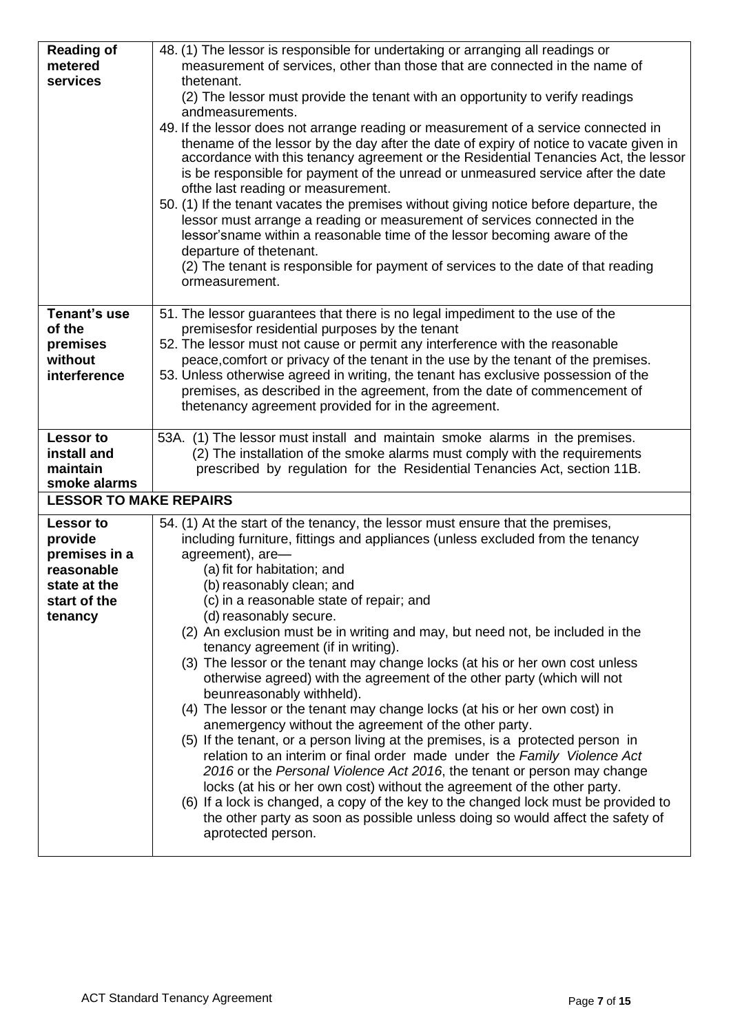| | |
|---|---|
| **Reading of metered services** | 48. (1) The lessor is responsible for undertaking or arranging all readings or measurement of services, other than those that are connected in the name of thetenant.<br>(2) The lessor must provide the tenant with an opportunity to verify readings andmeasurements.<br>49. If the lessor does not arrange reading or measurement of a service connected in thename of the lessor by the day after the date of expiry of notice to vacate given in accordance with this tenancy agreement or the Residential Tenancies Act, the lessor is be responsible for payment of the unread or unmeasured service after the date ofthe last reading or measurement.<br>50. (1) If the tenant vacates the premises without giving notice before departure, the lessor must arrange a reading or measurement of services connected in the lessor'sname within a reasonable time of the lessor becoming aware of the departure of thetenant.<br>(2) The tenant is responsible for payment of services to the date of that reading ormeasurement. |
| **Tenant's use of the premises without interference** | 51. The lessor guarantees that there is no legal impediment to the use of the premisesfor residential purposes by the tenant<br>52. The lessor must not cause or permit any interference with the reasonable peace,comfort or privacy of the tenant in the use by the tenant of the premises.<br>53. Unless otherwise agreed in writing, the tenant has exclusive possession of the premises, as described in the agreement, from the date of commencement of thetenancy agreement provided for in the agreement. |
| **Lessor to install and maintain smoke alarms** | 53A. (1) The lessor must install and maintain smoke alarms in the premises.<br>(2) The installation of the smoke alarms must comply with the requirements prescribed by regulation for the Residential Tenancies Act, section 11B. |
| **LESSOR TO MAKE REPAIRS** | |
| **Lessor to provide premises in a reasonable state at the start of the tenancy** | 54. (1) At the start of the tenancy, the lessor must ensure that the premises, including furniture, fittings and appliances (unless excluded from the tenancy agreement), are—<br>(a) fit for habitation; and<br>(b) reasonably clean; and<br>(c) in a reasonable state of repair; and<br>(d) reasonably secure.<br>(2) An exclusion must be in writing and may, but need not, be included in the tenancy agreement (if in writing).<br>(3) The lessor or the tenant may change locks (at his or her own cost unless otherwise agreed) with the agreement of the other party (which will not beunreasonably withheld).<br>(4) The lessor or the tenant may change locks (at his or her own cost) in anemergency without the agreement of the other party.<br>(5) If the tenant, or a person living at the premises, is a protected person in relation to an interim or final order made under the *Family Violence Act 2016* or the *Personal Violence Act 2016*, the tenant or person may change locks (at his or her own cost) without the agreement of the other party.<br>(6) If a lock is changed, a copy of the key to the changed lock must be provided to the other party as soon as possible unless doing so would affect the safety of aprotected person. |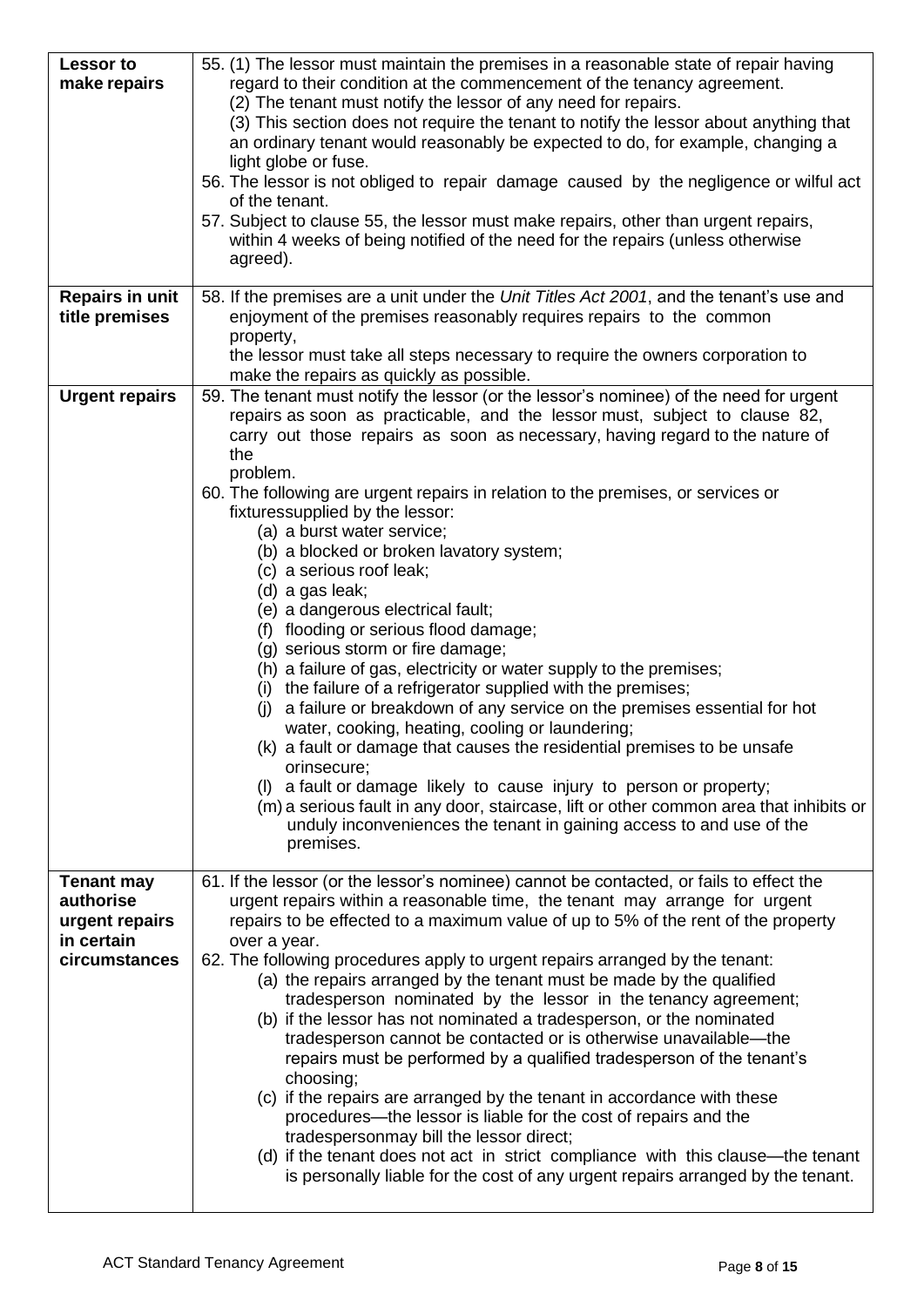| | |
|---|---|
| **Lessor to make repairs** | 55. (1) The lessor must maintain the premises in a reasonable state of repair having regard to their condition at the commencement of the tenancy agreement.<br>(2) The tenant must notify the lessor of any need for repairs.<br>(3) This section does not require the tenant to notify the lessor about anything that an ordinary tenant would reasonably be expected to do, for example, changing a light globe or fuse.<br>56. The lessor is not obliged to repair damage caused by the negligence or wilful act of the tenant.<br>57. Subject to clause 55, the lessor must make repairs, other than urgent repairs, within 4 weeks of being notified of the need for the repairs (unless otherwise agreed). |
| **Repairs in unit title premises** | 58. If the premises are a unit under the *Unit Titles Act 2001*, and the tenant's use and enjoyment of the premises reasonably requires repairs to the common property,<br>the lessor must take all steps necessary to require the owners corporation to make the repairs as quickly as possible. |
| **Urgent repairs** | 59. The tenant must notify the lessor (or the lessor's nominee) of the need for urgent repairs as soon as practicable, and the lessor must, subject to clause 82, carry out those repairs as soon as necessary, having regard to the nature of the problem.<br>60. The following are urgent repairs in relation to the premises, or services or fixturessupplied by the lessor:<br>(a) a burst water service;<br>(b) a blocked or broken lavatory system;<br>(c) a serious roof leak;<br>(d) a gas leak;<br>(e) a dangerous electrical fault;<br>(f) flooding or serious flood damage;<br>(g) serious storm or fire damage;<br>(h) a failure of gas, electricity or water supply to the premises;<br>(i) the failure of a refrigerator supplied with the premises;<br>(j) a failure or breakdown of any service on the premises essential for hot water, cooking, heating, cooling or laundering;<br>(k) a fault or damage that causes the residential premises to be unsafe orinsecure;<br>(l) a fault or damage likely to cause injury to person or property;<br>(m) a serious fault in any door, staircase, lift or other common area that inhibits or unduly inconveniences the tenant in gaining access to and use of the premises. |
| **Tenant may authorise urgent repairs in certain circumstances** | 61. If the lessor (or the lessor's nominee) cannot be contacted, or fails to effect the urgent repairs within a reasonable time, the tenant may arrange for urgent repairs to be effected to a maximum value of up to 5% of the rent of the property over a year.<br>62. The following procedures apply to urgent repairs arranged by the tenant:<br>(a) the repairs arranged by the tenant must be made by the qualified tradesperson nominated by the lessor in the tenancy agreement;<br>(b) if the lessor has not nominated a tradesperson, or the nominated tradesperson cannot be contacted or is otherwise unavailable—the repairs must be performed by a qualified tradesperson of the tenant's choosing;<br>(c) if the repairs are arranged by the tenant in accordance with these procedures—the lessor is liable for the cost of repairs and the tradespersonmay bill the lessor direct;<br>(d) if the tenant does not act in strict compliance with this clause—the tenant is personally liable for the cost of any urgent repairs arranged by the tenant. |

ACT Standard Tenancy Agreement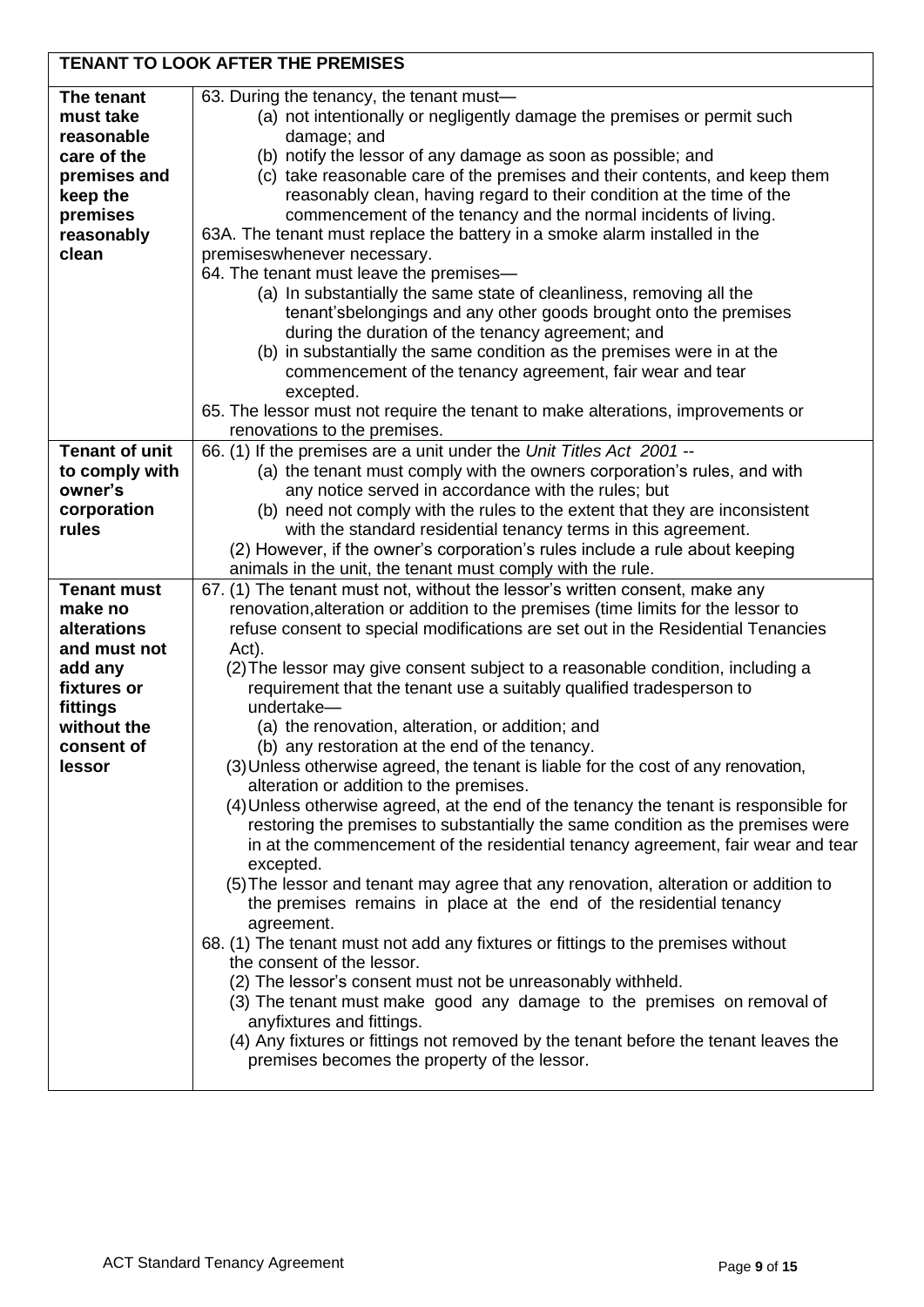| **TENANT TO LOOK AFTER THE PREMISES** | |
|---|---|
| **The tenant must take reasonable care of the premises and keep the premises reasonably clean** | 63. During the tenancy, the tenant must—<br>(a) not intentionally or negligently damage the premises or permit such damage; and<br>(b) notify the lessor of any damage as soon as possible; and<br>(c) take reasonable care of the premises and their contents, and keep them reasonably clean, having regard to their condition at the time of the commencement of the tenancy and the normal incidents of living.<br>63A. The tenant must replace the battery in a smoke alarm installed in the premiseswhenever necessary.<br>64. The tenant must leave the premises—<br>(a) In substantially the same state of cleanliness, removing all the tenant'sbelongings and any other goods brought onto the premises during the duration of the tenancy agreement; and<br>(b) in substantially the same condition as the premises were in at the commencement of the tenancy agreement, fair wear and tear excepted.<br>65. The lessor must not require the tenant to make alterations, improvements or renovations to the premises. |
| **Tenant of unit to comply with owner's corporation rules** | 66. (1) If the premises are a unit under the *Unit Titles Act 2001* --<br>(a) the tenant must comply with the owners corporation's rules, and with any notice served in accordance with the rules; but<br>(b) need not comply with the rules to the extent that they are inconsistent with the standard residential tenancy terms in this agreement.<br>(2) However, if the owner's corporation's rules include a rule about keeping animals in the unit, the tenant must comply with the rule. |
| **Tenant must make no alterations and must not add any fixtures or fittings without the consent of lessor** | 67. (1) The tenant must not, without the lessor's written consent, make any renovation,alteration or addition to the premises (time limits for the lessor to refuse consent to special modifications are set out in the Residential Tenancies Act).<br>(2)The lessor may give consent subject to a reasonable condition, including a requirement that the tenant use a suitably qualified tradesperson to undertake—<br>(a) the renovation, alteration, or addition; and<br>(b) any restoration at the end of the tenancy.<br>(3)Unless otherwise agreed, the tenant is liable for the cost of any renovation, alteration or addition to the premises.<br>(4)Unless otherwise agreed, at the end of the tenancy the tenant is responsible for restoring the premises to substantially the same condition as the premises were in at the commencement of the residential tenancy agreement, fair wear and tear excepted.<br>(5)The lessor and tenant may agree that any renovation, alteration or addition to the premises remains in place at the end of the residential tenancy agreement.<br>68. (1) The tenant must not add any fixtures or fittings to the premises without the consent of the lessor.<br>(2) The lessor's consent must not be unreasonably withheld.<br>(3) The tenant must make good any damage to the premises on removal of anyfixtures and fittings.<br>(4) Any fixtures or fittings not removed by the tenant before the tenant leaves the premises becomes the property of the lessor. |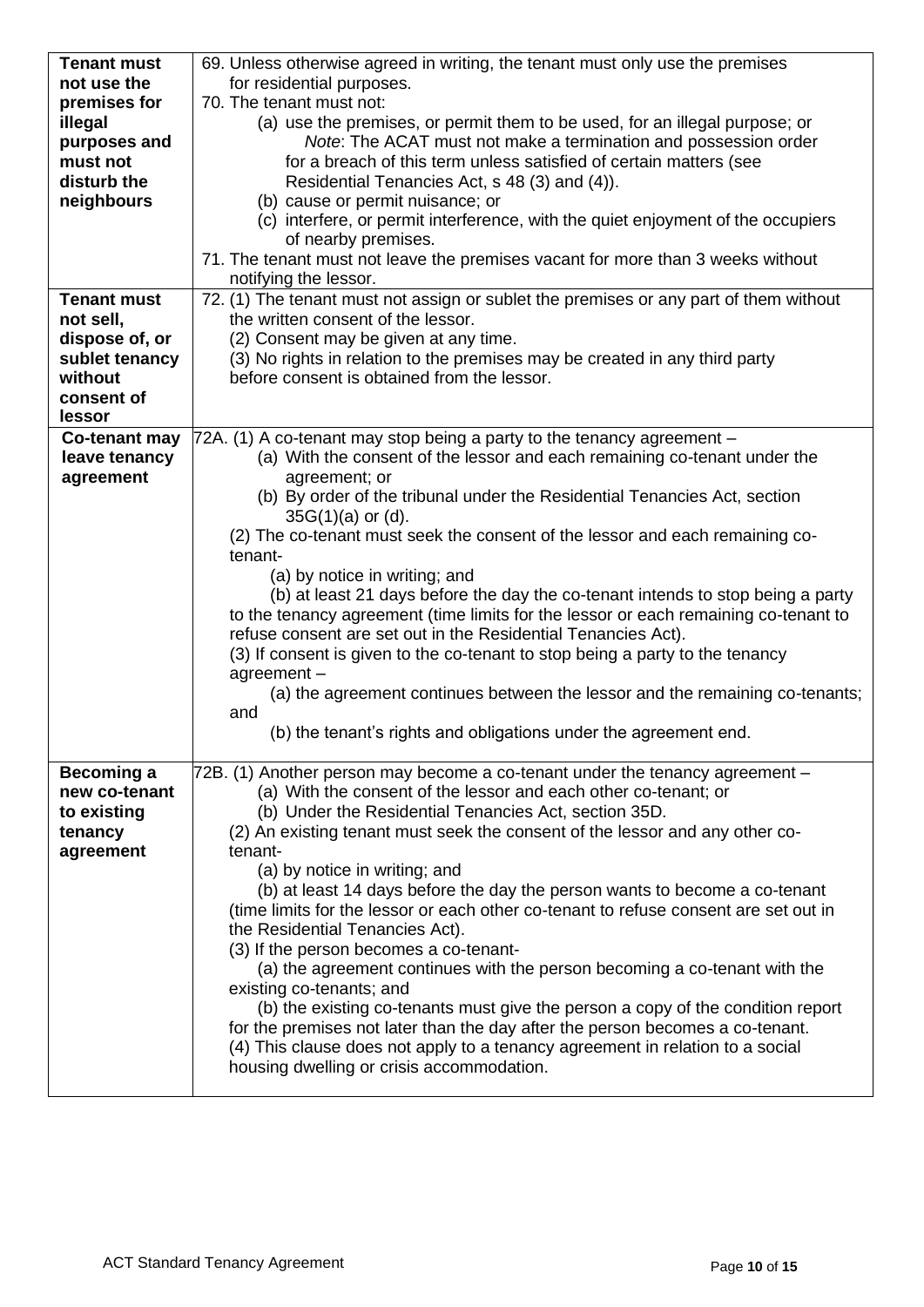| | |
|---|---|
| **Tenant must not use the premises for illegal purposes and must not disturb the neighbours** | 69. Unless otherwise agreed in writing, the tenant must only use the premises for residential purposes.<br>70. The tenant must not:<br>(a) use the premises, or permit them to be used, for an illegal purpose; or<br>*Note*: The ACAT must not make a termination and possession order for a breach of this term unless satisfied of certain matters (see Residential Tenancies Act, s 48 (3) and (4)).<br>(b) cause or permit nuisance; or<br>(c) interfere, or permit interference, with the quiet enjoyment of the occupiers of nearby premises.<br>71. The tenant must not leave the premises vacant for more than 3 weeks without notifying the lessor. |
| **Tenant must not sell, dispose of, or sublet tenancy without consent of lessor** | 72. (1) The tenant must not assign or sublet the premises or any part of them without the written consent of the lessor.<br>(2) Consent may be given at any time.<br>(3) No rights in relation to the premises may be created in any third party before consent is obtained from the lessor. |
| **Co-tenant may leave tenancy agreement** | 72A. (1) A co-tenant may stop being a party to the tenancy agreement –<br>(a) With the consent of the lessor and each remaining co-tenant under the agreement; or<br>(b) By order of the tribunal under the Residential Tenancies Act, section 35G(1)(a) or (d).<br>(2) The co-tenant must seek the consent of the lessor and each remaining co-tenant-<br>(a) by notice in writing; and<br>(b) at least 21 days before the day the co-tenant intends to stop being a party to the tenancy agreement (time limits for the lessor or each remaining co-tenant to refuse consent are set out in the Residential Tenancies Act).<br>(3) If consent is given to the co-tenant to stop being a party to the tenancy agreement –<br>(a) the agreement continues between the lessor and the remaining co-tenants; and<br>(b) the tenant's rights and obligations under the agreement end. |
| **Becoming a new co-tenant to existing tenancy agreement** | 72B. (1) Another person may become a co-tenant under the tenancy agreement –<br>(a) With the consent of the lessor and each other co-tenant; or<br>(b) Under the Residential Tenancies Act, section 35D.<br>(2) An existing tenant must seek the consent of the lessor and any other co-tenant-<br>(a) by notice in writing; and<br>(b) at least 14 days before the day the person wants to become a co-tenant (time limits for the lessor or each other co-tenant to refuse consent are set out in the Residential Tenancies Act).<br>(3) If the person becomes a co-tenant-<br>(a) the agreement continues with the person becoming a co-tenant with the existing co-tenants; and<br>(b) the existing co-tenants must give the person a copy of the condition report for the premises not later than the day after the person becomes a co-tenant.<br>(4) This clause does not apply to a tenancy agreement in relation to a social housing dwelling or crisis accommodation. |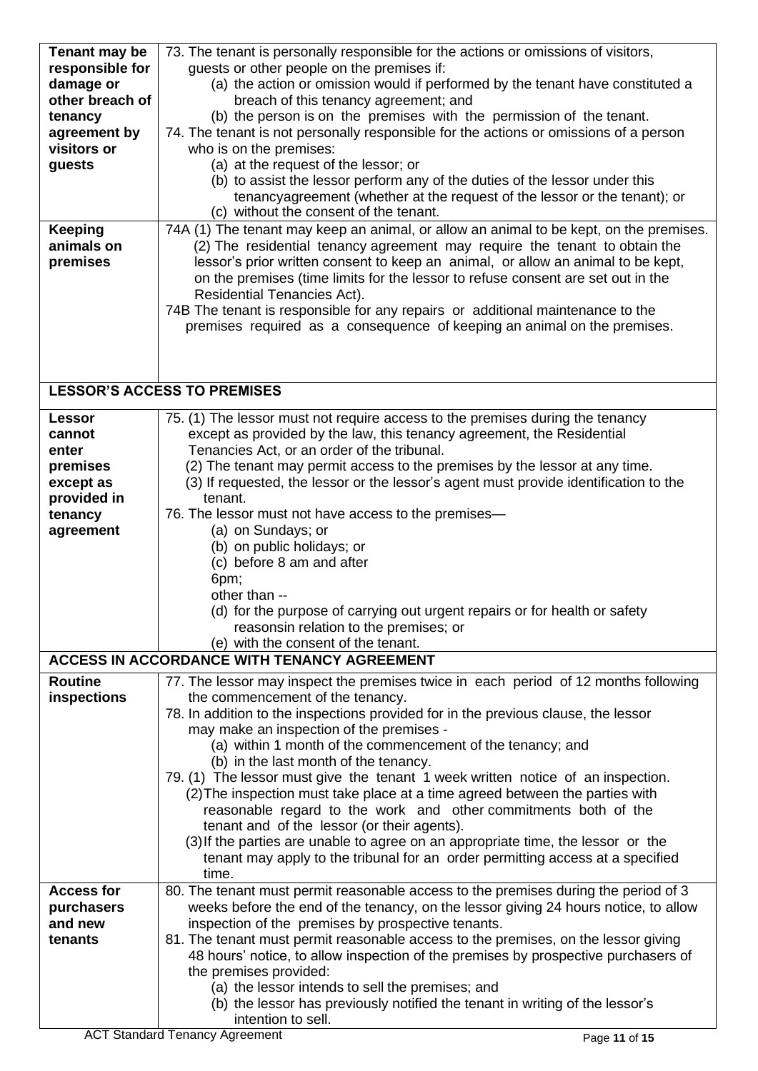| | |
|---|---|
| **Tenant may be responsible for damage or other breach of tenancy agreement by visitors or guests** | 73. The tenant is personally responsible for the actions or omissions of visitors, guests or other people on the premises if:<br>(a) the action or omission would if performed by the tenant have constituted a breach of this tenancy agreement; and<br>(b) the person is on the premises with the permission of the tenant.<br>74. The tenant is not personally responsible for the actions or omissions of a person who is on the premises:<br>(a) at the request of the lessor; or<br>(b) to assist the lessor perform any of the duties of the lessor under this tenancyagreement (whether at the request of the lessor or the tenant); or<br>(c) without the consent of the tenant. |
| **Keeping animals on premises** | 74A (1) The tenant may keep an animal, or allow an animal to be kept, on the premises.<br>(2) The residential tenancy agreement may require the tenant to obtain the lessor's prior written consent to keep an animal, or allow an animal to be kept, on the premises (time limits for the lessor to refuse consent are set out in the Residential Tenancies Act).<br>74B The tenant is responsible for any repairs or additional maintenance to the premises required as a consequence of keeping an animal on the premises. |

**LESSOR'S ACCESS TO PREMISES**

| | |
|---|---|
| **Lessor cannot enter premises except as provided in tenancy agreement** | 75. (1) The lessor must not require access to the premises during the tenancy except as provided by the law, this tenancy agreement, the Residential Tenancies Act, or an order of the tribunal.<br>(2) The tenant may permit access to the premises by the lessor at any time.<br>(3) If requested, the lessor or the lessor's agent must provide identification to the tenant.<br>76. The lessor must not have access to the premises—<br>(a) on Sundays; or<br>(b) on public holidays; or<br>(c) before 8 am and after 6pm;<br>other than --<br>(d) for the purpose of carrying out urgent repairs or for health or safety reasonsin relation to the premises; or<br>(e) with the consent of the tenant. |

**ACCESS IN ACCORDANCE WITH TENANCY AGREEMENT**

| | |
|---|---|
| **Routine inspections** | 77. The lessor may inspect the premises twice in each period of 12 months following the commencement of the tenancy.<br>78. In addition to the inspections provided for in the previous clause, the lessor may make an inspection of the premises -<br>(a) within 1 month of the commencement of the tenancy; and<br>(b) in the last month of the tenancy.<br>79. (1) The lessor must give the tenant 1 week written notice of an inspection.<br>(2)The inspection must take place at a time agreed between the parties with reasonable regard to the work and other commitments both of the tenant and of the lessor (or their agents).<br>(3)If the parties are unable to agree on an appropriate time, the lessor or the tenant may apply to the tribunal for an order permitting access at a specified time. |
| **Access for purchasers and new tenants** | 80. The tenant must permit reasonable access to the premises during the period of 3 weeks before the end of the tenancy, on the lessor giving 24 hours notice, to allow inspection of the premises by prospective tenants.<br>81. The tenant must permit reasonable access to the premises, on the lessor giving 48 hours' notice, to allow inspection of the premises by prospective purchasers of the premises provided:<br>(a) the lessor intends to sell the premises; and<br>(b) the lessor has previously notified the tenant in writing of the lessor's intention to sell. |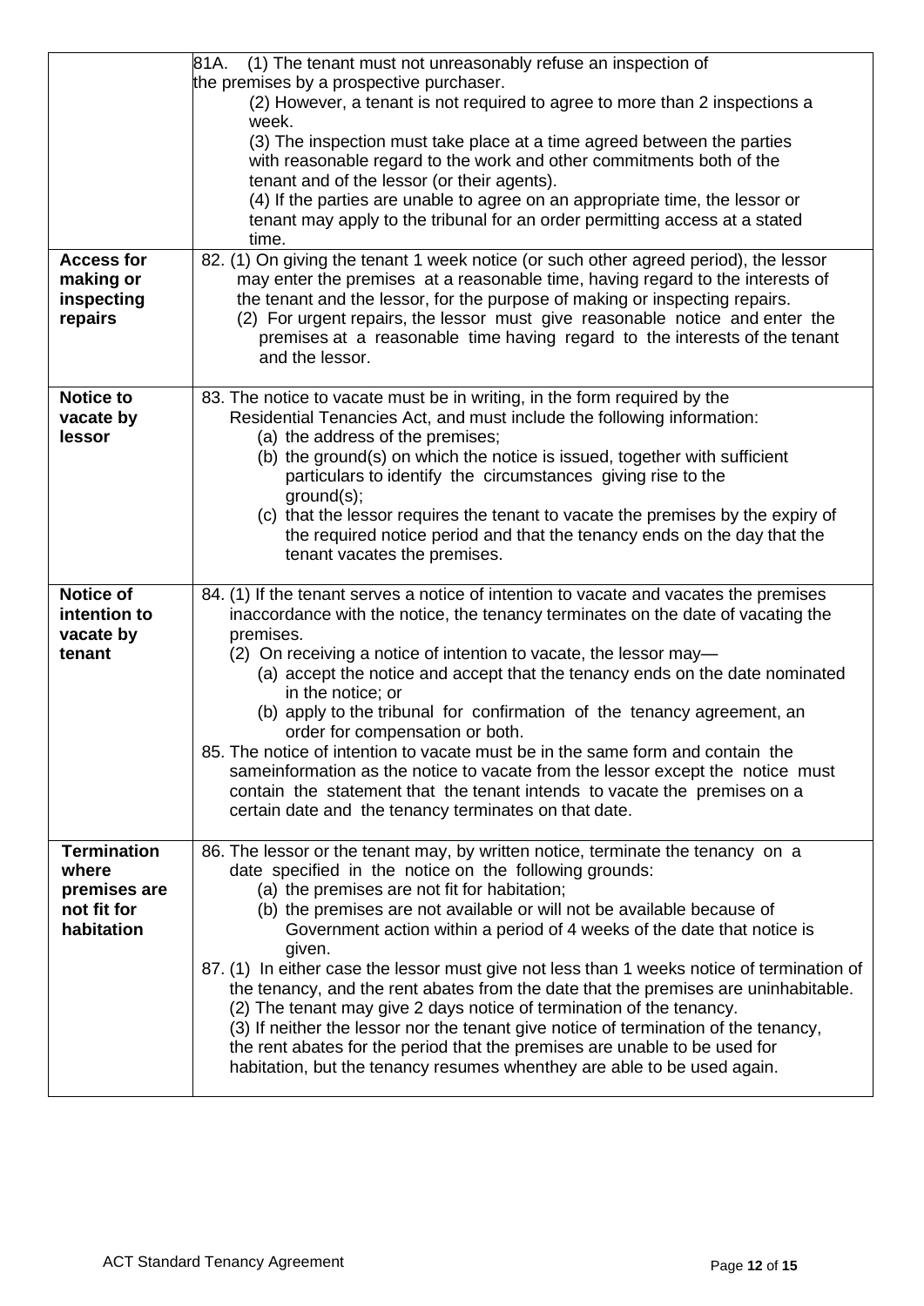| | |
|---|---|
| | 81A. (1) The tenant must not unreasonably refuse an inspection of the premises by a prospective purchaser.<br>(2) However, a tenant is not required to agree to more than 2 inspections a week.<br>(3) The inspection must take place at a time agreed between the parties with reasonable regard to the work and other commitments both of the tenant and of the lessor (or their agents).<br>(4) If the parties are unable to agree on an appropriate time, the lessor or tenant may apply to the tribunal for an order permitting access at a stated time. |
| **Access for making or inspecting repairs** | 82. (1) On giving the tenant 1 week notice (or such other agreed period), the lessor may enter the premises at a reasonable time, having regard to the interests of the tenant and the lessor, for the purpose of making or inspecting repairs.<br>(2) For urgent repairs, the lessor must give reasonable notice and enter the premises at a reasonable time having regard to the interests of the tenant and the lessor. |
| **Notice to vacate by lessor** | 83. The notice to vacate must be in writing, in the form required by the Residential Tenancies Act, and must include the following information:<br>(a) the address of the premises;<br>(b) the ground(s) on which the notice is issued, together with sufficient particulars to identify the circumstances giving rise to the ground(s);<br>(c) that the lessor requires the tenant to vacate the premises by the expiry of the required notice period and that the tenancy ends on the day that the tenant vacates the premises. |
| **Notice of intention to vacate by tenant** | 84. (1) If the tenant serves a notice of intention to vacate and vacates the premises inaccordance with the notice, the tenancy terminates on the date of vacating the premises.<br>(2) On receiving a notice of intention to vacate, the lessor may—<br>(a) accept the notice and accept that the tenancy ends on the date nominated in the notice; or<br>(b) apply to the tribunal for confirmation of the tenancy agreement, an order for compensation or both.<br>85. The notice of intention to vacate must be in the same form and contain the sameinformation as the notice to vacate from the lessor except the notice must contain the statement that the tenant intends to vacate the premises on a certain date and the tenancy terminates on that date. |
| **Termination where premises are not fit for habitation** | 86. The lessor or the tenant may, by written notice, terminate the tenancy on a date specified in the notice on the following grounds:<br>(a) the premises are not fit for habitation;<br>(b) the premises are not available or will not be available because of Government action within a period of 4 weeks of the date that notice is given.<br>87. (1) In either case the lessor must give not less than 1 weeks notice of termination of the tenancy, and the rent abates from the date that the premises are uninhabitable.<br>(2) The tenant may give 2 days notice of termination of the tenancy.<br>(3) If neither the lessor nor the tenant give notice of termination of the tenancy, the rent abates for the period that the premises are unable to be used for habitation, but the tenancy resumes whenthey are able to be used again. |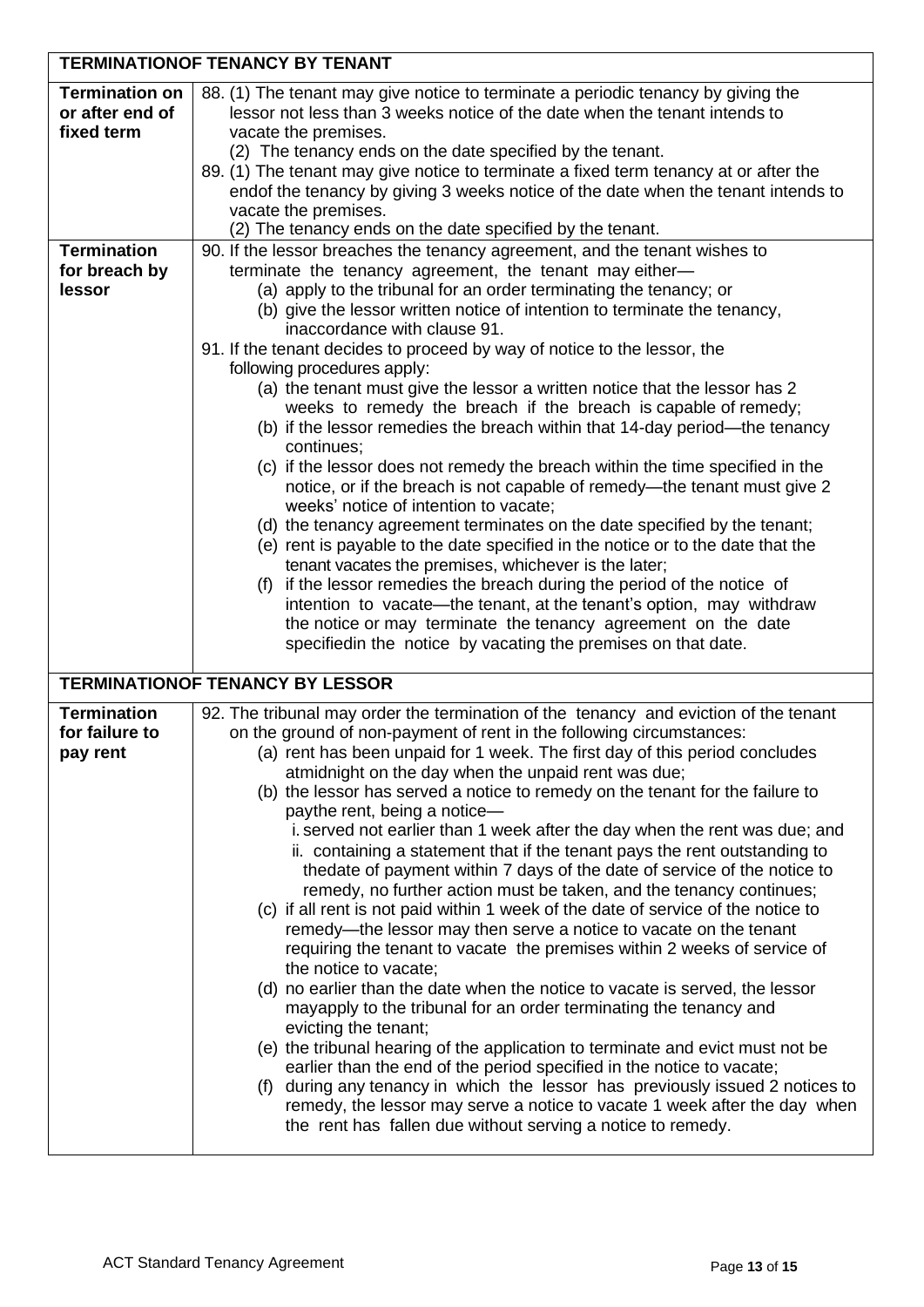## TERMINATIONOF TENANCY BY TENANT

**Termination on or after end of fixed term**

88. (1) The tenant may give notice to terminate a periodic tenancy by giving the lessor not less than 3 weeks notice of the date when the tenant intends to vacate the premises.
(2) The tenancy ends on the date specified by the tenant.

89. (1) The tenant may give notice to terminate a fixed term tenancy at or after the endof the tenancy by giving 3 weeks notice of the date when the tenant intends to vacate the premises.
(2) The tenancy ends on the date specified by the tenant.

**Termination for breach by lessor**

90. If the lessor breaches the tenancy agreement, and the tenant wishes to terminate the tenancy agreement, the tenant may either—
   (a) apply to the tribunal for an order terminating the tenancy; or
   (b) give the lessor written notice of intention to terminate the tenancy, inaccordance with clause 91.

91. If the tenant decides to proceed by way of notice to the lessor, the following procedures apply:
   (a) the tenant must give the lessor a written notice that the lessor has 2 weeks to remedy the breach if the breach is capable of remedy;
   (b) if the lessor remedies the breach within that 14-day period—the tenancy continues;
   (c) if the lessor does not remedy the breach within the time specified in the notice, or if the breach is not capable of remedy—the tenant must give 2 weeks' notice of intention to vacate;
   (d) the tenancy agreement terminates on the date specified by the tenant;
   (e) rent is payable to the date specified in the notice or to the date that the tenant vacates the premises, whichever is the later;
   (f) if the lessor remedies the breach during the period of the notice of intention to vacate—the tenant, at the tenant's option, may withdraw the notice or may terminate the tenancy agreement on the date specifiedin the notice by vacating the premises on that date.

## TERMINATIONOF TENANCY BY LESSOR

**Termination for failure to pay rent**

92. The tribunal may order the termination of the tenancy and eviction of the tenant on the ground of non-payment of rent in the following circumstances:
   (a) rent has been unpaid for 1 week. The first day of this period concludes atmidnight on the day when the unpaid rent was due;
   (b) the lessor has served a notice to remedy on the tenant for the failure to paythe rent, being a notice—
      i. served not earlier than 1 week after the day when the rent was due; and
      ii. containing a statement that if the tenant pays the rent outstanding to thedate of payment within 7 days of the date of service of the notice to remedy, no further action must be taken, and the tenancy continues;
   (c) if all rent is not paid within 1 week of the date of service of the notice to remedy—the lessor may then serve a notice to vacate on the tenant requiring the tenant to vacate the premises within 2 weeks of service of the notice to vacate;
   (d) no earlier than the date when the notice to vacate is served, the lessor mayapply to the tribunal for an order terminating the tenancy and evicting the tenant;
   (e) the tribunal hearing of the application to terminate and evict must not be earlier than the end of the period specified in the notice to vacate;
   (f) during any tenancy in which the lessor has previously issued 2 notices to remedy, the lessor may serve a notice to vacate 1 week after the day when the rent has fallen due without serving a notice to remedy.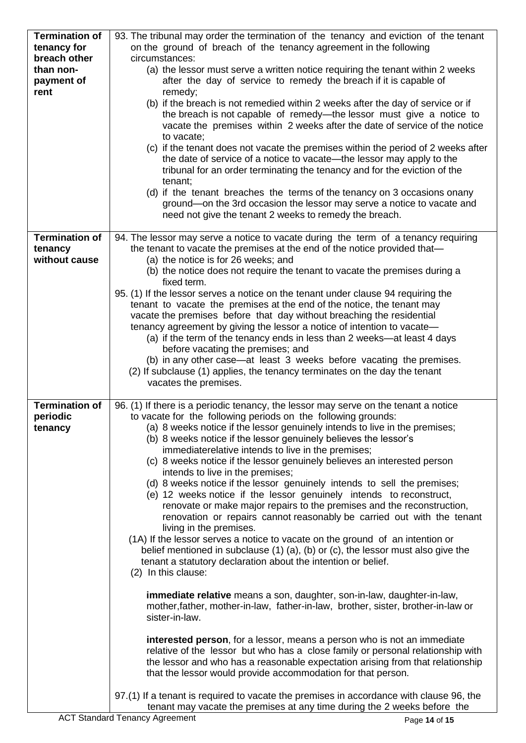| | |
|---|---|
| **Termination of tenancy for breach other than non-payment of rent** | 93. The tribunal may order the termination of the tenancy and eviction of the tenant on the ground of breach of the tenancy agreement in the following circumstances:<br>(a) the lessor must serve a written notice requiring the tenant within 2 weeks after the day of service to remedy the breach if it is capable of remedy;<br>(b) if the breach is not remedied within 2 weeks after the day of service or if the breach is not capable of remedy—the lessor must give a notice to vacate the premises within 2 weeks after the date of service of the notice to vacate;<br>(c) if the tenant does not vacate the premises within the period of 2 weeks after the date of service of a notice to vacate—the lessor may apply to the tribunal for an order terminating the tenancy and for the eviction of the tenant;<br>(d) if the tenant breaches the terms of the tenancy on 3 occasions onany ground—on the 3rd occasion the lessor may serve a notice to vacate and need not give the tenant 2 weeks to remedy the breach. |
| **Termination of tenancy without cause** | 94. The lessor may serve a notice to vacate during the term of a tenancy requiring the tenant to vacate the premises at the end of the notice provided that—<br>(a) the notice is for 26 weeks; and<br>(b) the notice does not require the tenant to vacate the premises during a fixed term.<br>95. (1) If the lessor serves a notice on the tenant under clause 94 requiring the tenant to vacate the premises at the end of the notice, the tenant may vacate the premises before that day without breaching the residential tenancy agreement by giving the lessor a notice of intention to vacate—<br>(a) if the term of the tenancy ends in less than 2 weeks—at least 4 days before vacating the premises; and<br>(b) in any other case—at least 3 weeks before vacating the premises.<br>(2) If subclause (1) applies, the tenancy terminates on the day the tenant vacates the premises. |
| **Termination of periodic tenancy** | 96. (1) If there is a periodic tenancy, the lessor may serve on the tenant a notice to vacate for the following periods on the following grounds:<br>(a) 8 weeks notice if the lessor genuinely intends to live in the premises;<br>(b) 8 weeks notice if the lessor genuinely believes the lessor's immediaterelative intends to live in the premises;<br>(c) 8 weeks notice if the lessor genuinely believes an interested person intends to live in the premises;<br>(d) 8 weeks notice if the lessor genuinely intends to sell the premises;<br>(e) 12 weeks notice if the lessor genuinely intends to reconstruct, renovate or make major repairs to the premises and the reconstruction, renovation or repairs cannot reasonably be carried out with the tenant living in the premises.<br>(1A) If the lessor serves a notice to vacate on the ground of an intention or belief mentioned in subclause (1) (a), (b) or (c), the lessor must also give the tenant a statutory declaration about the intention or belief.<br>(2) In this clause:<br>**immediate relative** means a son, daughter, son-in-law, daughter-in-law, mother,father, mother-in-law, father-in-law, brother, sister, brother-in-law or sister-in-law.<br>**interested person**, for a lessor, means a person who is not an immediate relative of the lessor but who has a close family or personal relationship with the lessor and who has a reasonable expectation arising from that relationship that the lessor would provide accommodation for that person.<br>97.(1) If a tenant is required to vacate the premises in accordance with clause 96, the tenant may vacate the premises at any time during the 2 weeks before the |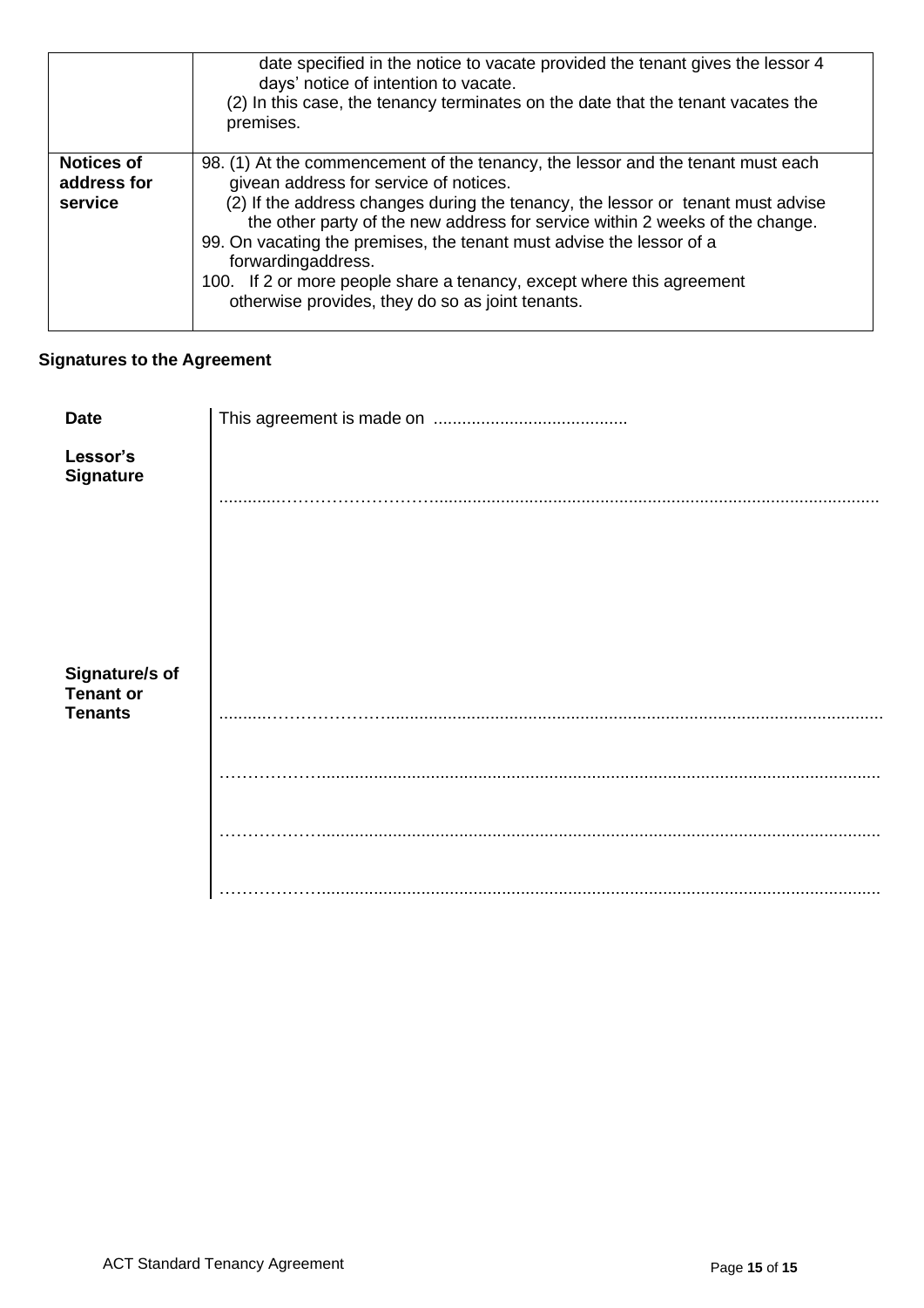| | |
|---|---|
| | date specified in the notice to vacate provided the tenant gives the lessor 4 days' notice of intention to vacate.<br>(2) In this case, the tenancy terminates on the date that the tenant vacates the premises. |
| **Notices of address for service** | 98. (1) At the commencement of the tenancy, the lessor and the tenant must each givean address for service of notices.<br>(2) If the address changes during the tenancy, the lessor or tenant must advise the other party of the new address for service within 2 weeks of the change.<br>99. On vacating the premises, the tenant must advise the lessor of a forwardingaddress.<br>100. If 2 or more people share a tenancy, except where this agreement otherwise provides, they do so as joint tenants. |

**Signatures to the Agreement**

| | |
|---|---|
| **Date** | This agreement is made on ......................................... |
| **Lessor's Signature** | ............................................................................................................................ |
| **Signature/s of Tenant or Tenants** | ............................................................................................................................<br><br>............................................................................................................................<br><br>............................................................................................................................<br><br>............................................................................................................................ |